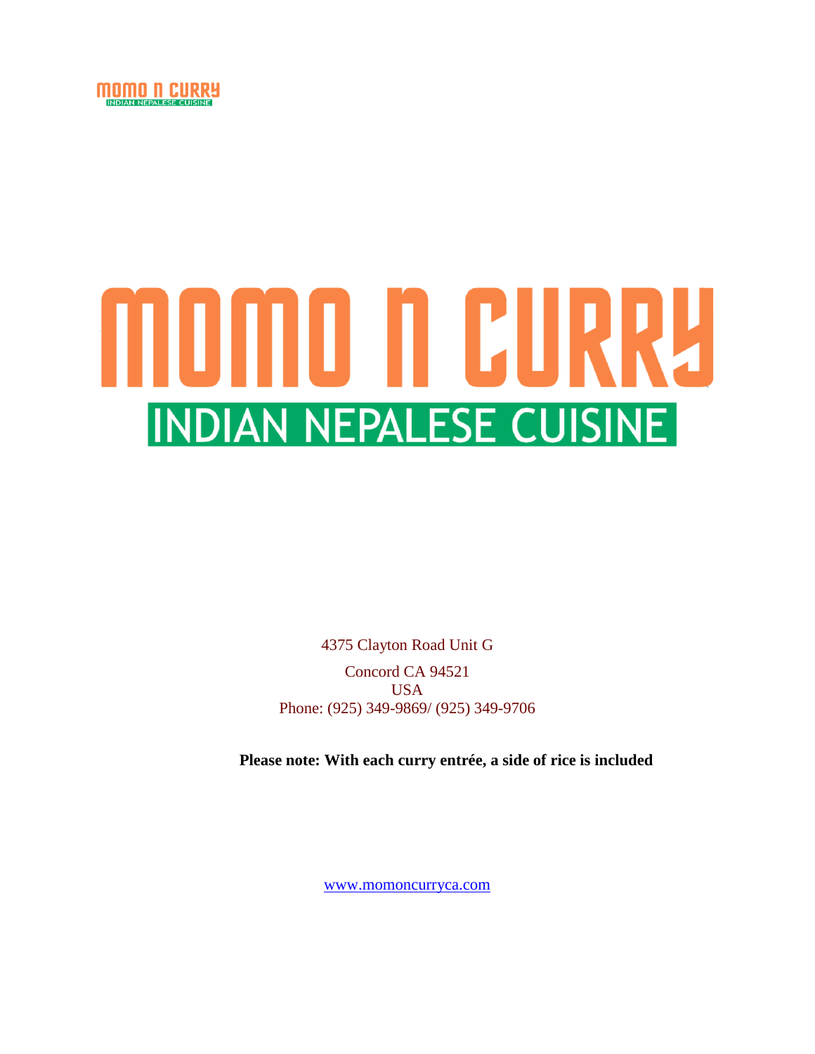MOMO N CURRY
INDIAN NEPALESE CUISINE

# MOMO N CURRY

## INDIAN NEPALESE CUISINE

4375 Clayton Road Unit G

Concord CA 94521
USA
Phone: (925) 349-9869/ (925) 349-9706

**Please note: With each curry entrée, a side of rice is included**

www.momoncurryca.com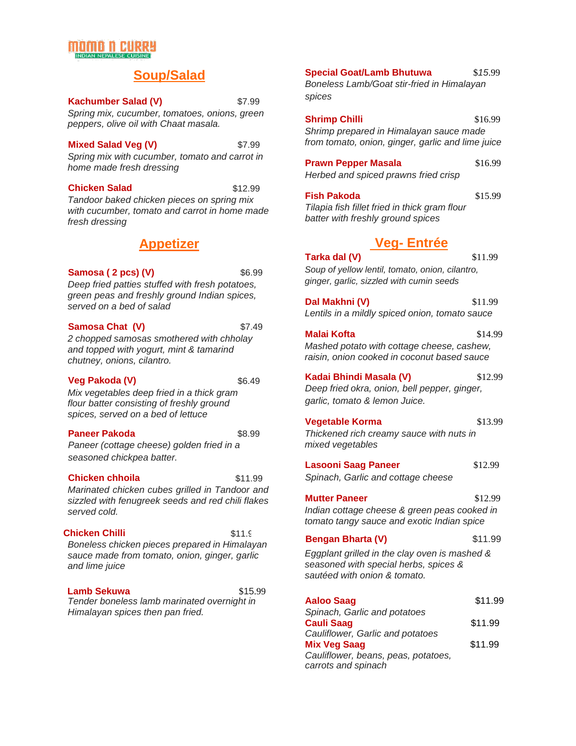MOMO N CURRY
INDIAN NEPALESE CUISINE

## Soup/Salad

**Kachumber Salad (V)** $7.99
*Spring mix, cucumber, tomatoes, onions, green peppers, olive oil with Chaat masala.*

**Mixed Salad Veg (V)** $7.99
*Spring mix with cucumber, tomato and carrot in home made fresh dressing*

**Chicken Salad** $12.99
*Tandoor baked chicken pieces on spring mix with cucumber, tomato and carrot in home made fresh dressing*

## Appetizer

**Samosa ( 2 pcs) (V)** $6.99
*Deep fried patties stuffed with fresh potatoes, green peas and freshly ground Indian spices, served on a bed of salad*

**Samosa Chat (V)** $7.49
*2 chopped samosas smothered with chholay and topped with yogurt, mint & tamarind chutney, onions, cilantro.*

**Veg Pakoda (V)** $6.49
*Mix vegetables deep fried in a thick gram flour batter consisting of freshly ground spices, served on a bed of lettuce*

**Paneer Pakoda** $8.99
*Paneer (cottage cheese) golden fried in a seasoned chickpea batter.*

**Chicken chhoila** $11.99
*Marinated chicken cubes grilled in Tandoor and sizzled with fenugreek seeds and red chili flakes served cold.*

**Chicken Chilli** $11.9
*Boneless chicken pieces prepared in Himalayan sauce made from tomato, onion, ginger, garlic and lime juice*

**Lamb Sekuwa** $15.99
*Tender boneless lamb marinated overnight in Himalayan spices then pan fried.*

**Special Goat/Lamb Bhutuwa** $15.99
*Boneless Lamb/Goat stir-fried in Himalayan spices*

**Shrimp Chilli** $16.99
*Shrimp prepared in Himalayan sauce made from tomato, onion, ginger, garlic and lime juice*

**Prawn Pepper Masala** $16.99
*Herbed and spiced prawns fried crisp*

**Fish Pakoda** $15.99
*Tilapia fish fillet fried in thick gram flour batter with freshly ground spices*

## Veg- Entrée

**Tarka dal (V)** $11.99
*Soup of yellow lentil, tomato, onion, cilantro, ginger, garlic, sizzled with cumin seeds*

**Dal Makhni (V)** $11.99
*Lentils in a mildly spiced onion, tomato sauce*

**Malai Kofta** $14.99
*Mashed potato with cottage cheese, cashew, raisin, onion cooked in coconut based sauce*

**Kadai Bhindi Masala (V)** $12.99
*Deep fried okra, onion, bell pepper, ginger, garlic, tomato & lemon Juice.*

**Vegetable Korma** $13.99
*Thickened rich creamy sauce with nuts in mixed vegetables*

**Lasooni Saag Paneer** $12.99
*Spinach, Garlic and cottage cheese*

**Mutter Paneer** $12.99
*Indian cottage cheese & green peas cooked in tomato tangy sauce and exotic Indian spice*

**Bengan Bharta (V)** $11.99
*Eggplant grilled in the clay oven is mashed & seasoned with special herbs, spices & sautéed with onion & tomato.*

**Aaloo Saag** $11.99
*Spinach, Garlic and potatoes*

**Cauli Saag** $11.99
*Cauliflower, Garlic and potatoes*

**Mix Veg Saag** $11.99
*Cauliflower, beans, peas, potatoes, carrots and spinach*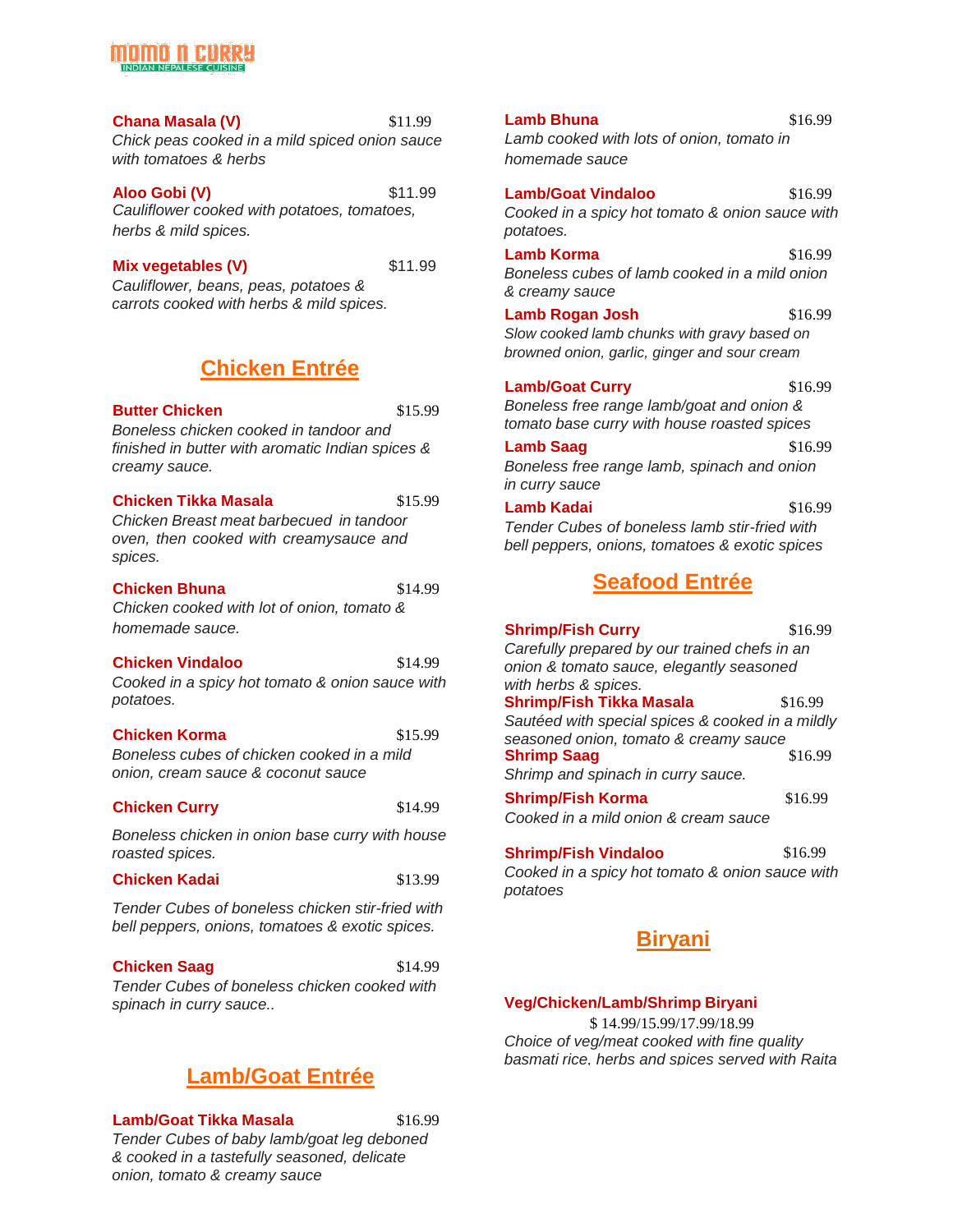**Chana Masala (V)** $11.99
*Chick peas cooked in a mild spiced onion sauce with tomatoes & herbs*

**Aloo Gobi (V)** $11.99
*Cauliflower cooked with potatoes, tomatoes, herbs & mild spices.*

**Mix vegetables (V)** $11.99
*Cauliflower, beans, peas, potatoes & carrots cooked with herbs & mild spices.*

## Chicken Entrée

**Butter Chicken** $15.99
*Boneless chicken cooked in tandoor and finished in butter with aromatic Indian spices & creamy sauce.*

**Chicken Tikka Masala** $15.99
*Chicken Breast meat barbecued in tandoor oven, then cooked with creamysauce and spices.*

**Chicken Bhuna** $14.99
*Chicken cooked with lot of onion, tomato & homemade sauce.*

**Chicken Vindaloo** $14.99
*Cooked in a spicy hot tomato & onion sauce with potatoes.*

**Chicken Korma** $15.99
*Boneless cubes of chicken cooked in a mild onion, cream sauce & coconut sauce*

**Chicken Curry** $14.99
*Boneless chicken in onion base curry with house roasted spices.*

**Chicken Kadai** $13.99
*Tender Cubes of boneless chicken stir-fried with bell peppers, onions, tomatoes & exotic spices.*

**Chicken Saag** $14.99
*Tender Cubes of boneless chicken cooked with spinach in curry sauce..*

## Lamb/Goat Entrée

**Lamb/Goat Tikka Masala** $16.99
*Tender Cubes of baby lamb/goat leg deboned & cooked in a tastefully seasoned, delicate onion, tomato & creamy sauce*

**Lamb Bhuna** $16.99
*Lamb cooked with lots of onion, tomato in homemade sauce*

**Lamb/Goat Vindaloo** $16.99
*Cooked in a spicy hot tomato & onion sauce with potatoes.*

**Lamb Korma** $16.99
*Boneless cubes of lamb cooked in a mild onion & creamy sauce*

**Lamb Rogan Josh** $16.99
*Slow cooked lamb chunks with gravy based on browned onion, garlic, ginger and sour cream*

**Lamb/Goat Curry** $16.99
*Boneless free range lamb/goat and onion & tomato base curry with house roasted spices*

**Lamb Saag** $16.99
*Boneless free range lamb, spinach and onion in curry sauce*

**Lamb Kadai** $16.99
*Tender Cubes of boneless lamb stir-fried with bell peppers, onions, tomatoes & exotic spices*

## Seafood Entrée

**Shrimp/Fish Curry** $16.99
*Carefully prepared by our trained chefs in an onion & tomato sauce, elegantly seasoned with herbs & spices.*

**Shrimp/Fish Tikka Masala** $16.99
*Sautéed with special spices & cooked in a mildly seasoned onion, tomato & creamy sauce*

**Shrimp Saag** $16.99
*Shrimp and spinach in curry sauce.*

**Shrimp/Fish Korma** $16.99
*Cooked in a mild onion & cream sauce*

**Shrimp/Fish Vindaloo** $16.99
*Cooked in a spicy hot tomato & onion sauce with potatoes*

## Biryani

**Veg/Chicken/Lamb/Shrimp Biryani**
$ 14.99/15.99/17.99/18.99
*Choice of veg/meat cooked with fine quality basmati rice, herbs and spices served with Raita*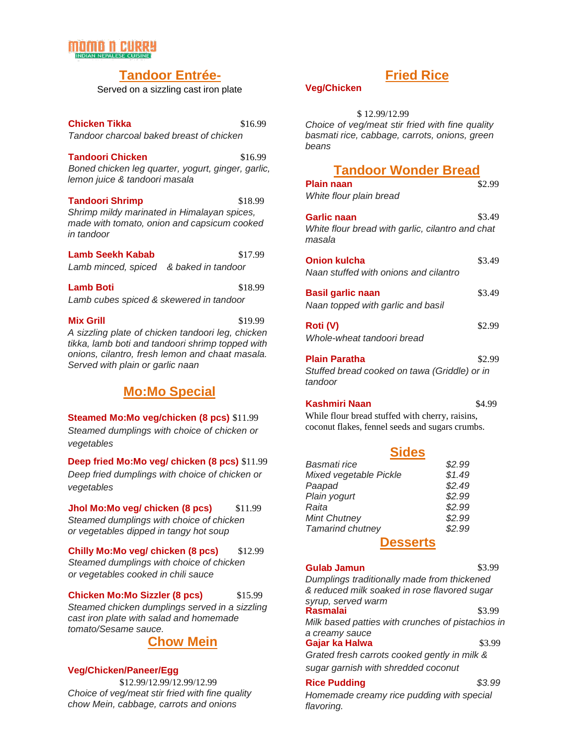MOMO N CURRY
INDIAN NEPALESE CUISINE

## Tandoor Entrée-

Served on a sizzling cast iron plate

**Chicken Tikka** $16.99
*Tandoor charcoal baked breast of chicken*

**Tandoori Chicken** $16.99
*Boned chicken leg quarter, yogurt, ginger, garlic, lemon juice & tandoori masala*

**Tandoori Shrimp** $18.99
*Shrimp mildy marinated in Himalayan spices, made with tomato, onion and capsicum cooked in tandoor*

**Lamb Seekh Kabab** $17.99
*Lamb minced, spiced & baked in tandoor*

**Lamb Boti** $18.99
*Lamb cubes spiced & skewered in tandoor*

**Mix Grill** $19.99
*A sizzling plate of chicken tandoori leg, chicken tikka, lamb boti and tandoori shrimp topped with onions, cilantro, fresh lemon and chaat masala. Served with plain or garlic naan*

## Mo:Mo Special

**Steamed Mo:Mo veg/chicken (8 pcs)** $11.99
*Steamed dumplings with choice of chicken or vegetables*

**Deep fried Mo:Mo veg/ chicken (8 pcs)** $11.99
*Deep fried dumplings with choice of chicken or vegetables*

**Jhol Mo:Mo veg/ chicken (8 pcs)** $11.99
*Steamed dumplings with choice of chicken or vegetables dipped in tangy hot soup*

**Chilly Mo:Mo veg/ chicken (8 pcs)** $12.99
*Steamed dumplings with choice of chicken or vegetables cooked in chili sauce*

**Chicken Mo:Mo Sizzler (8 pcs)** $15.99
*Steamed chicken dumplings served in a sizzling cast iron plate with salad and homemade tomato/Sesame sauce.*

## Chow Mein

**Veg/Chicken/Paneer/Egg**
$12.99/12.99/12.99/12.99
*Choice of veg/meat stir fried with fine quality chow Mein, cabbage, carrots and onions*

## Fried Rice

**Veg/Chicken**

$ 12.99/12.99
*Choice of veg/meat stir fried with fine quality basmati rice, cabbage, carrots, onions, green beans*

## Tandoor Wonder Bread

**Plain naan** $2.99
*White flour plain bread*

**Garlic naan** $3.49
*White flour bread with garlic, cilantro and chat masala*

**Onion kulcha** $3.49
*Naan stuffed with onions and cilantro*

**Basil garlic naan** $3.49
*Naan topped with garlic and basil*

**Roti (V)** $2.99
*Whole-wheat tandoori bread*

**Plain Paratha** $2.99
*Stuffed bread cooked on tawa (Griddle) or in tandoor*

**Kashmiri Naan** $4.99
While flour bread stuffed with cherry, raisins, coconut flakes, fennel seeds and sugars crumbs.

## Sides

| | |
|---|---|
| *Basmati rice* | *$2.99* |
| *Mixed vegetable Pickle* | *$1.49* |
| *Paapad* | *$2.49* |
| *Plain yogurt* | *$2.99* |
| *Raita* | *$2.99* |
| *Mint Chutney* | *$2.99* |
| *Tamarind chutney* | *$2.99* |

## Desserts

**Gulab Jamun** $3.99
*Dumplings traditionally made from thickened & reduced milk soaked in rose flavored sugar syrup, served warm*

**Rasmalai** $3.99
*Milk based patties with crunches of pistachios in a creamy sauce*

**Gajar ka Halwa** $3.99
*Grated fresh carrots cooked gently in milk & sugar garnish with shredded coconut*

**Rice Pudding** *$3.99*
*Homemade creamy rice pudding with special flavoring.*